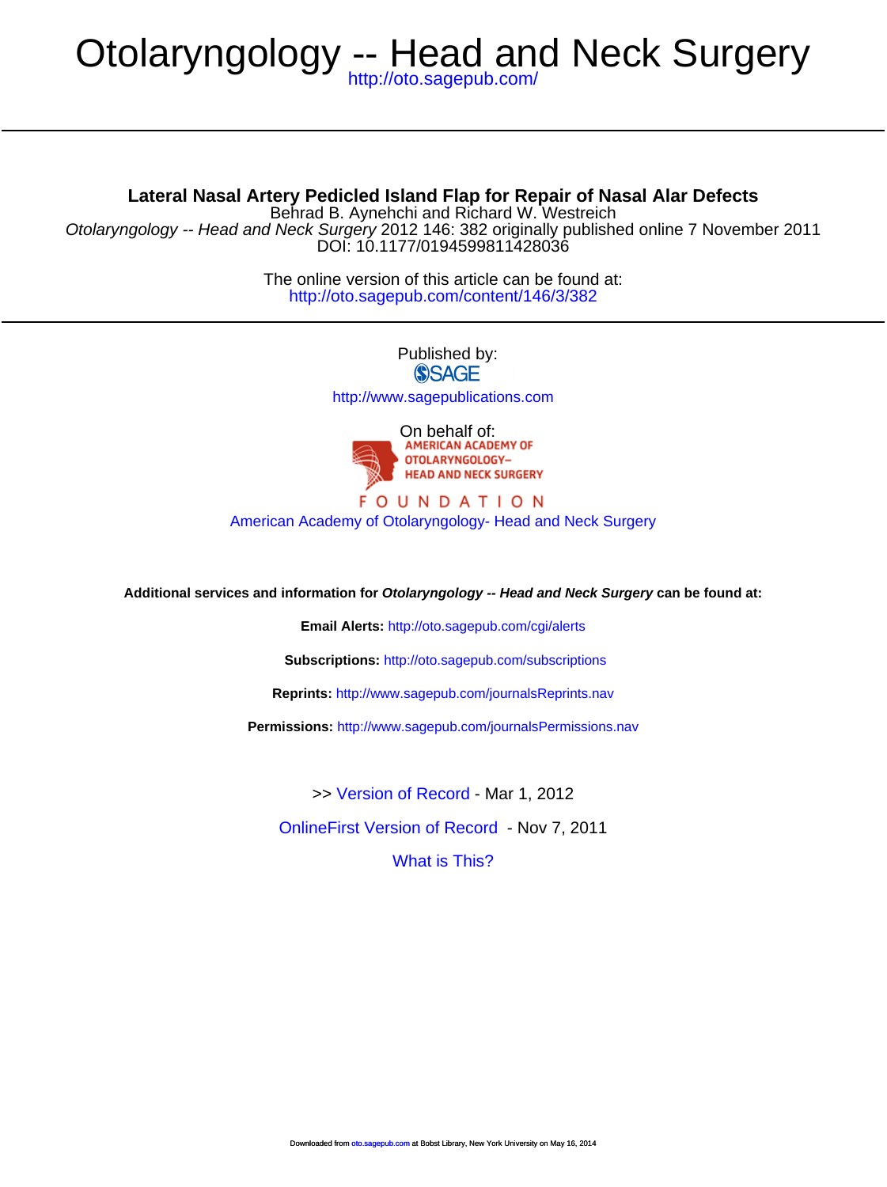# Otolaryngology -- Head and Neck Surgery

http://oto.sagepub.com/

---

## Lateral Nasal Artery Pedicled Island Flap for Repair of Nasal Alar Defects

Behrad B. Aynehchi and Richard W. Westreich

*Otolaryngology -- Head and Neck Surgery* 2012 146: 382 originally published online 7 November 2011

DOI: 10.1177/0194599811428036

The online version of this article can be found at:

http://oto.sagepub.com/content/146/3/382

---

Published by:

SAGE

http://www.sagepublications.com

On behalf of:

AMERICAN ACADEMY OF OTOLARYNGOLOGY– HEAD AND NECK SURGERY

FOUNDATION

American Academy of Otolaryngology- Head and Neck Surgery

**Additional services and information for *Otolaryngology -- Head and Neck Surgery* can be found at:**

**Email Alerts:** http://oto.sagepub.com/cgi/alerts

**Subscriptions:** http://oto.sagepub.com/subscriptions

**Reprints:** http://www.sagepub.com/journalsReprints.nav

**Permissions:** http://www.sagepub.com/journalsPermissions.nav

>> Version of Record - Mar 1, 2012

OnlineFirst Version of Record - Nov 7, 2011

What is This?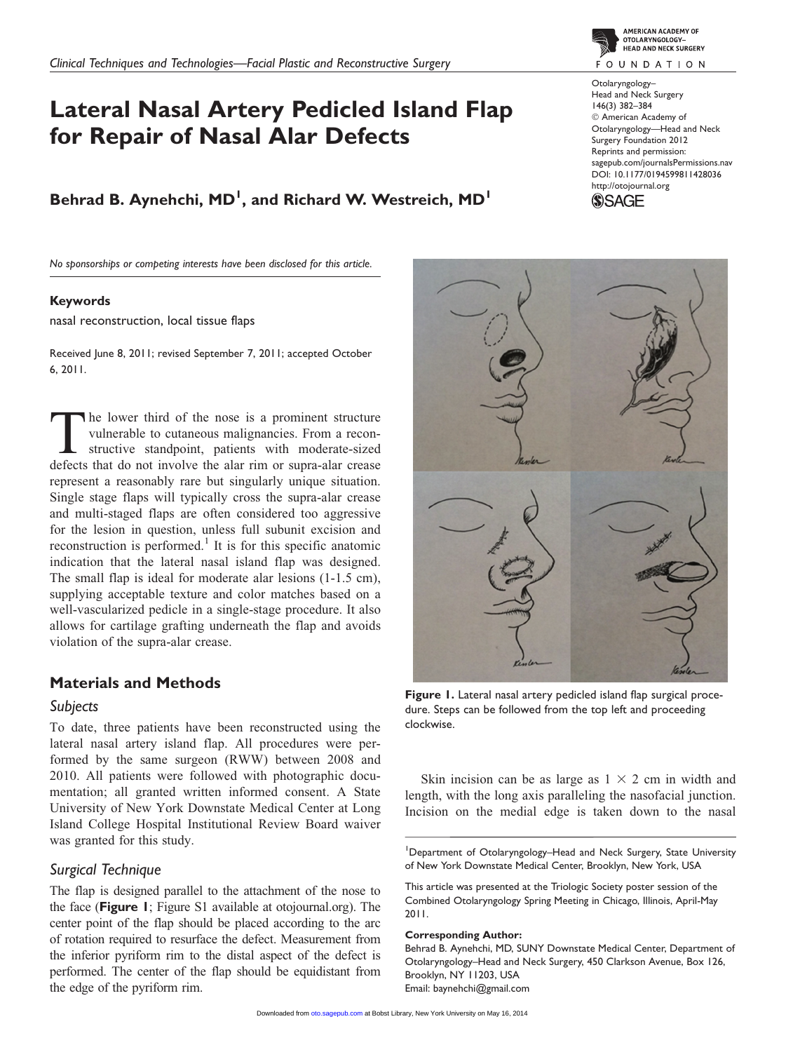# Lateral Nasal Artery Pedicled Island Flap for Repair of Nasal Alar Defects

**Behrad B. Aynehchi, MD[1], and Richard W. Westreich, MD[1]**

*No sponsorships or competing interests have been disclosed for this article.*

**Keywords**

nasal reconstruction, local tissue flaps

Received June 8, 2011; revised September 7, 2011; accepted October 6, 2011.

The lower third of the nose is a prominent structure vulnerable to cutaneous malignancies. From a reconstructive standpoint, patients with moderate-sized defects that do not involve the alar rim or supra-alar crease represent a reasonably rare but singularly unique situation. Single stage flaps will typically cross the supra-alar crease and multi-staged flaps are often considered too aggressive for the lesion in question, unless full subunit excision and reconstruction is performed.[1] It is for this specific anatomic indication that the lateral nasal island flap was designed. The small flap is ideal for moderate alar lesions (1-1.5 cm), supplying acceptable texture and color matches based on a well-vascularized pedicle in a single-stage procedure. It also allows for cartilage grafting underneath the flap and avoids violation of the supra-alar crease.

## Materials and Methods

### Subjects

To date, three patients have been reconstructed using the lateral nasal artery island flap. All procedures were performed by the same surgeon (RWW) between 2008 and 2010. All patients were followed with photographic documentation; all granted written informed consent. A State University of New York Downstate Medical Center at Long Island College Hospital Institutional Review Board waiver was granted for this study.

### Surgical Technique

The flap is designed parallel to the attachment of the nose to the face (**Figure 1**; Figure S1 available at otojournal.org). The center point of the flap should be placed according to the arc of rotation required to resurface the defect. Measurement from the inferior pyriform rim to the distal aspect of the defect is performed. The center of the flap should be equidistant from the edge of the pyriform rim.

**Figure 1.** Lateral nasal artery pedicled island flap surgical procedure. Steps can be followed from the top left and proceeding clockwise.

Skin incision can be as large as $1 \times 2$ cm in width and length, with the long axis paralleling the nasofacial junction. Incision on the medial edge is taken down to the nasal

[1]Department of Otolaryngology–Head and Neck Surgery, State University of New York Downstate Medical Center, Brooklyn, New York, USA

This article was presented at the Triologic Society poster session of the Combined Otolaryngology Spring Meeting in Chicago, Illinois, April-May 2011.

**Corresponding Author:**

Behrad B. Aynehchi, MD, SUNY Downstate Medical Center, Department of Otolaryngology–Head and Neck Surgery, 450 Clarkson Avenue, Box 126, Brooklyn, NY 11203, USA

Email: baynehchi@gmail.com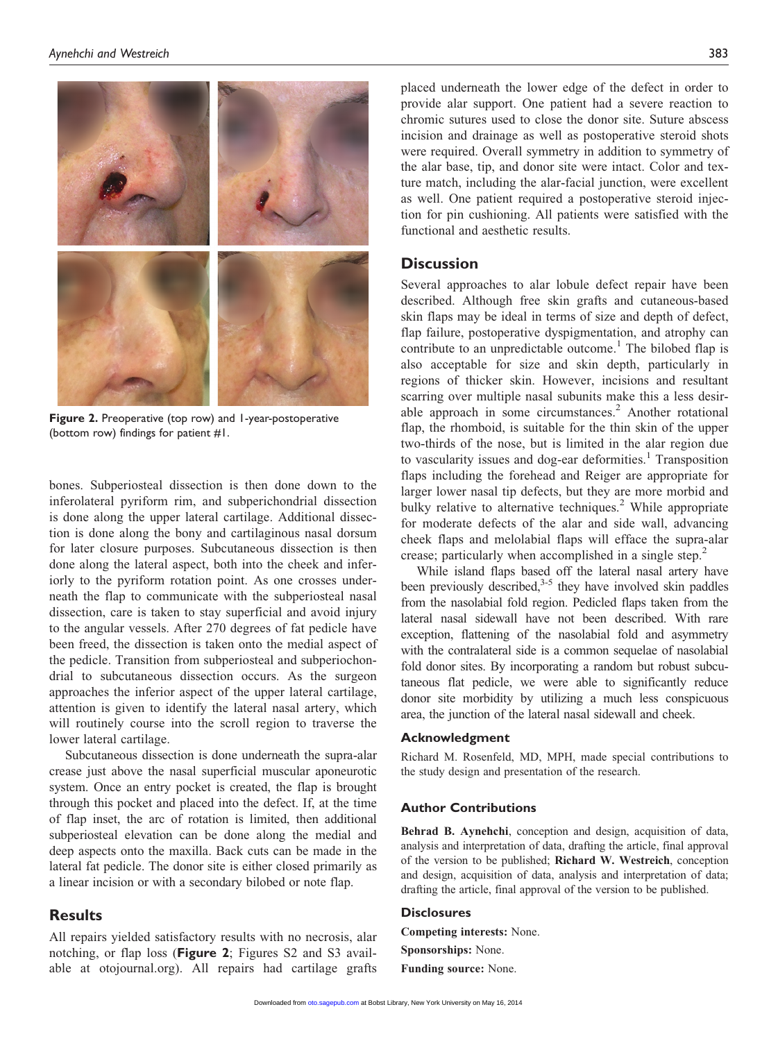**Figure 2.** Preoperative (top row) and 1-year-postoperative (bottom row) findings for patient #1.

bones. Subperiosteal dissection is then done down to the inferolateral pyriform rim, and subperichondrial dissection is done along the upper lateral cartilage. Additional dissection is done along the bony and cartilaginous nasal dorsum for later closure purposes. Subcutaneous dissection is then done along the lateral aspect, both into the cheek and inferiorly to the pyriform rotation point. As one crosses underneath the flap to communicate with the subperiosteal nasal dissection, care is taken to stay superficial and avoid injury to the angular vessels. After 270 degrees of fat pedicle have been freed, the dissection is taken onto the medial aspect of the pedicle. Transition from subperiosteal and subperiochondrial to subcutaneous dissection occurs. As the surgeon approaches the inferior aspect of the upper lateral cartilage, attention is given to identify the lateral nasal artery, which will routinely course into the scroll region to traverse the lower lateral cartilage.

Subcutaneous dissection is done underneath the supra-alar crease just above the nasal superficial muscular aponeurotic system. Once an entry pocket is created, the flap is brought through this pocket and placed into the defect. If, at the time of flap inset, the arc of rotation is limited, then additional subperiosteal elevation can be done along the medial and deep aspects onto the maxilla. Back cuts can be made in the lateral fat pedicle. The donor site is either closed primarily as a linear incision or with a secondary bilobed or note flap.

## Results

All repairs yielded satisfactory results with no necrosis, alar notching, or flap loss (**Figure 2**; Figures S2 and S3 available at otojournal.org). All repairs had cartilage grafts placed underneath the lower edge of the defect in order to provide alar support. One patient had a severe reaction to chromic sutures used to close the donor site. Suture abscess incision and drainage as well as postoperative steroid shots were required. Overall symmetry in addition to symmetry of the alar base, tip, and donor site were intact. Color and texture match, including the alar-facial junction, were excellent as well. One patient required a postoperative steroid injection for pin cushioning. All patients were satisfied with the functional and aesthetic results.

## Discussion

Several approaches to alar lobule defect repair have been described. Although free skin grafts and cutaneous-based skin flaps may be ideal in terms of size and depth of defect, flap failure, postoperative dyspigmentation, and atrophy can contribute to an unpredictable outcome.[1] The bilobed flap is also acceptable for size and skin depth, particularly in regions of thicker skin. However, incisions and resultant scarring over multiple nasal subunits make this a less desirable approach in some circumstances.[2] Another rotational flap, the rhomboid, is suitable for the thin skin of the upper two-thirds of the nose, but is limited in the alar region due to vascularity issues and dog-ear deformities.[1] Transposition flaps including the forehead and Reiger are appropriate for larger lower nasal tip defects, but they are more morbid and bulky relative to alternative techniques.[2] While appropriate for moderate defects of the alar and side wall, advancing cheek flaps and melolabial flaps will efface the supra-alar crease; particularly when accomplished in a single step.[2]

While island flaps based off the lateral nasal artery have been previously described,[3-5] they have involved skin paddles from the nasolabial fold region. Pedicled flaps taken from the lateral nasal sidewall have not been described. With rare exception, flattening of the nasolabial fold and asymmetry with the contralateral side is a common sequelae of nasolabial fold donor sites. By incorporating a random but robust subcutaneous flat pedicle, we were able to significantly reduce donor site morbidity by utilizing a much less conspicuous area, the junction of the lateral nasal sidewall and cheek.

### Acknowledgment

Richard M. Rosenfeld, MD, MPH, made special contributions to the study design and presentation of the research.

### Author Contributions

**Behrad B. Aynehchi**, conception and design, acquisition of data, analysis and interpretation of data, drafting the article, final approval of the version to be published; **Richard W. Westreich**, conception and design, acquisition of data, analysis and interpretation of data; drafting the article, final approval of the version to be published.

### Disclosures

**Competing interests:** None.

**Sponsorships:** None.

**Funding source:** None.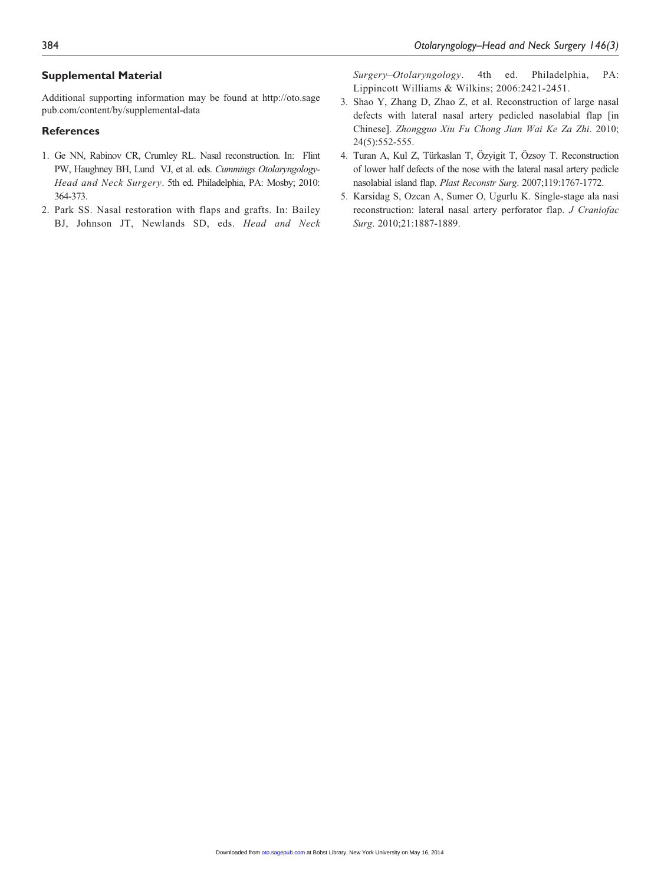## Supplemental Material

Additional supporting information may be found at http://oto.sagepub.com/content/by/supplemental-data

## References

1. Ge NN, Rabinov CR, Crumley RL. Nasal reconstruction. In: Flint PW, Haughney BH, Lund VJ, et al. eds. *Cummings Otolaryngology-Head and Neck Surgery*. 5th ed. Philadelphia, PA: Mosby; 2010: 364-373.
2. Park SS. Nasal restoration with flaps and grafts. In: Bailey BJ, Johnson JT, Newlands SD, eds. *Head and Neck Surgery–Otolaryngology*. 4th ed. Philadelphia, PA: Lippincott Williams & Wilkins; 2006:2421-2451.
3. Shao Y, Zhang D, Zhao Z, et al. Reconstruction of large nasal defects with lateral nasal artery pedicled nasolabial flap [in Chinese]. *Zhongguo Xiu Fu Chong Jian Wai Ke Za Zhi*. 2010; 24(5):552-555.
4. Turan A, Kul Z, Türkaslan T, Özyigit T, Özsoy T. Reconstruction of lower half defects of the nose with the lateral nasal artery pedicle nasolabial island flap. *Plast Reconstr Surg*. 2007;119:1767-1772.
5. Karsidag S, Ozcan A, Sumer O, Ugurlu K. Single-stage ala nasi reconstruction: lateral nasal artery perforator flap. *J Craniofac Surg*. 2010;21:1887-1889.